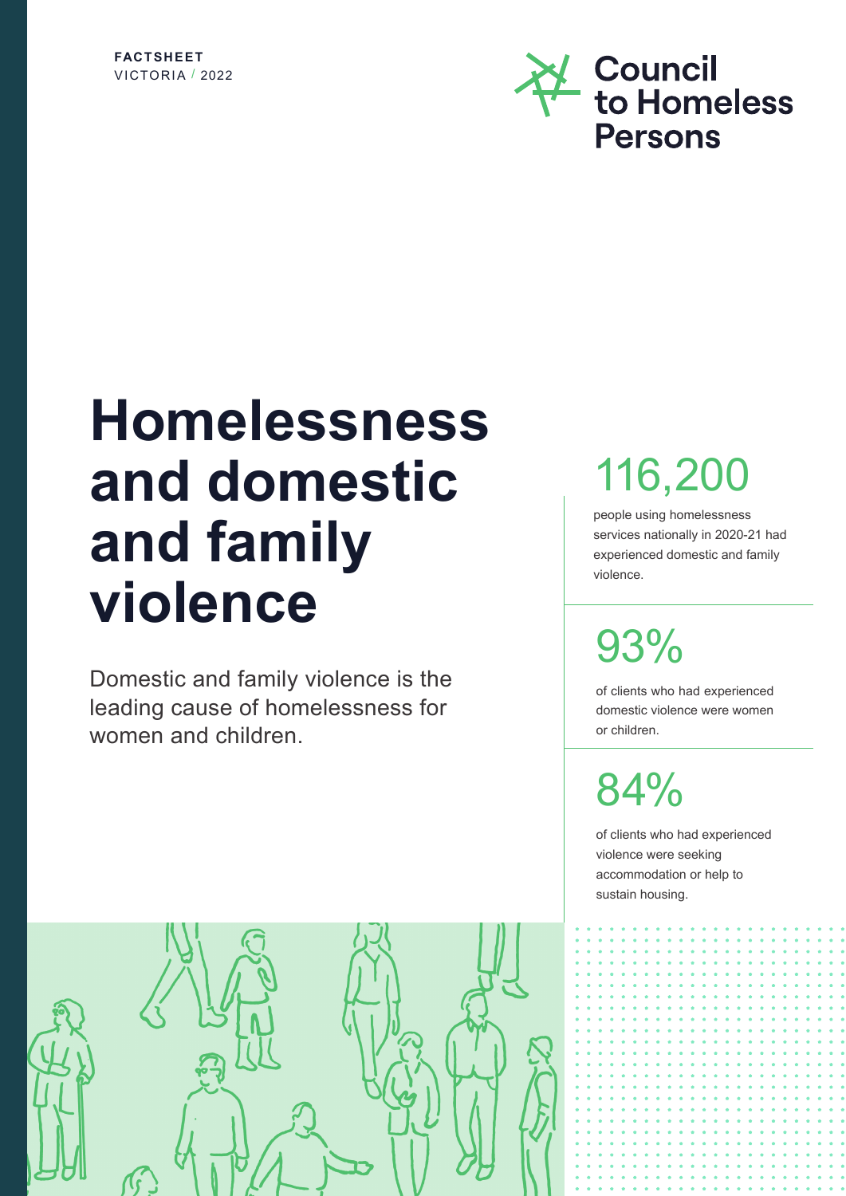**FACTSHEET**
VICTORIA / 2022

Council to Homeless Persons

# Homelessness and domestic and family violence

Domestic and family violence is the leading cause of homelessness for women and children.

## 116,200

people using homelessness services nationally in 2020-21 had experienced domestic and family violence.

## 93%

of clients who had experienced domestic violence were women or children.

## 84%

of clients who had experienced violence were seeking accommodation or help to sustain housing.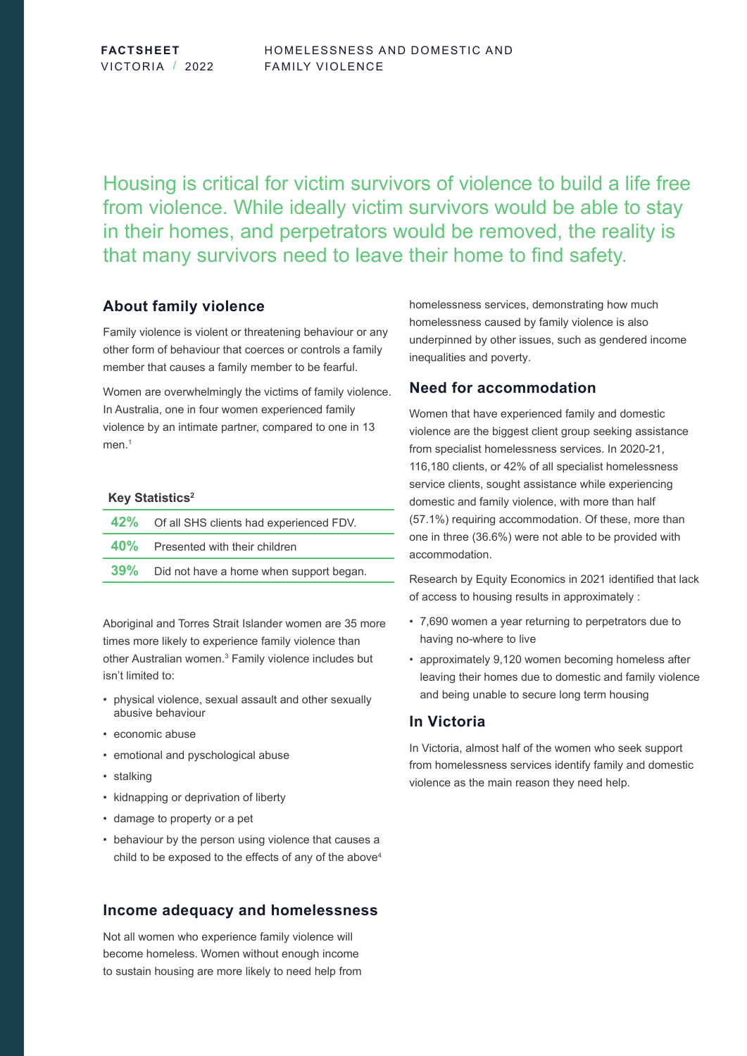Housing is critical for victim survivors of violence to build a life free from violence. While ideally victim survivors would be able to stay in their homes, and perpetrators would be removed, the reality is that many survivors need to leave their home to find safety.

## About family violence

Family violence is violent or threatening behaviour or any other form of behaviour that coerces or controls a family member that causes a family member to be fearful.

Women are overwhelmingly the victims of family violence. In Australia, one in four women experienced family violence by an intimate partner, compared to one in 13 men.[1]

**Key Statistics[2]**

| | |
|---|---|
| **42%** | Of all SHS clients had experienced FDV. |
| **40%** | Presented with their children |
| **39%** | Did not have a home when support began. |

Aboriginal and Torres Strait Islander women are 35 more times more likely to experience family violence than other Australian women.[3] Family violence includes but isn't limited to:

- physical violence, sexual assault and other sexually abusive behaviour
- economic abuse
- emotional and pyschological abuse
- stalking
- kidnapping or deprivation of liberty
- damage to property or a pet
- behaviour by the person using violence that causes a child to be exposed to the effects of any of the above[4]

## Income adequacy and homelessness

Not all women who experience family violence will become homeless. Women without enough income to sustain housing are more likely to need help from homelessness services, demonstrating how much homelessness caused by family violence is also underpinned by other issues, such as gendered income inequalities and poverty.

## Need for accommodation

Women that have experienced family and domestic violence are the biggest client group seeking assistance from specialist homelessness services. In 2020-21, 116,180 clients, or 42% of all specialist homelessness service clients, sought assistance while experiencing domestic and family violence, with more than half (57.1%) requiring accommodation. Of these, more than one in three (36.6%) were not able to be provided with accommodation.

Research by Equity Economics in 2021 identified that lack of access to housing results in approximately :

- 7,690 women a year returning to perpetrators due to having no-where to live
- approximately 9,120 women becoming homeless after leaving their homes due to domestic and family violence and being unable to secure long term housing

## In Victoria

In Victoria, almost half of the women who seek support from homelessness services identify family and domestic violence as the main reason they need help.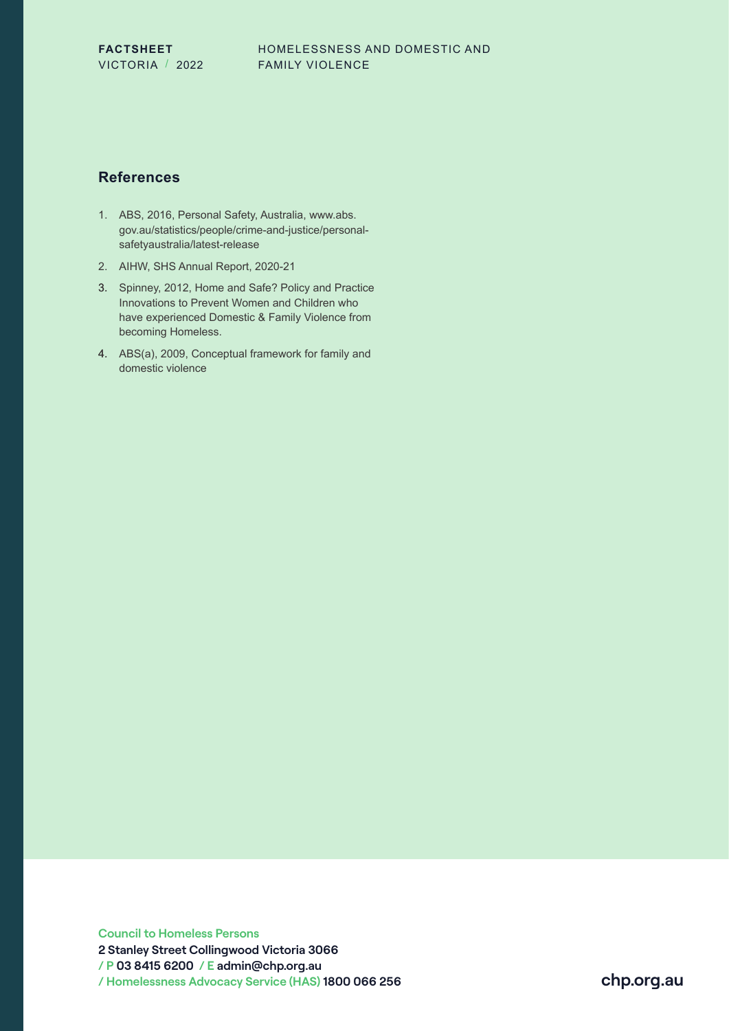## References

1. ABS, 2016, Personal Safety, Australia, www.abs.gov.au/statistics/people/crime-and-justice/personal-safetyaustralia/latest-release
2. AIHW, SHS Annual Report, 2020-21
3. Spinney, 2012, Home and Safe? Policy and Practice Innovations to Prevent Women and Children who have experienced Domestic & Family Violence from becoming Homeless.
4. ABS(a), 2009, Conceptual framework for family and domestic violence

**Council to Homeless Persons**
**2 Stanley Street Collingwood Victoria 3066**
**/ P 03 8415 6200 / E admin@chp.org.au**
**/ Homelessness Advocacy Service (HAS) 1800 066 256**

**chp.org.au**